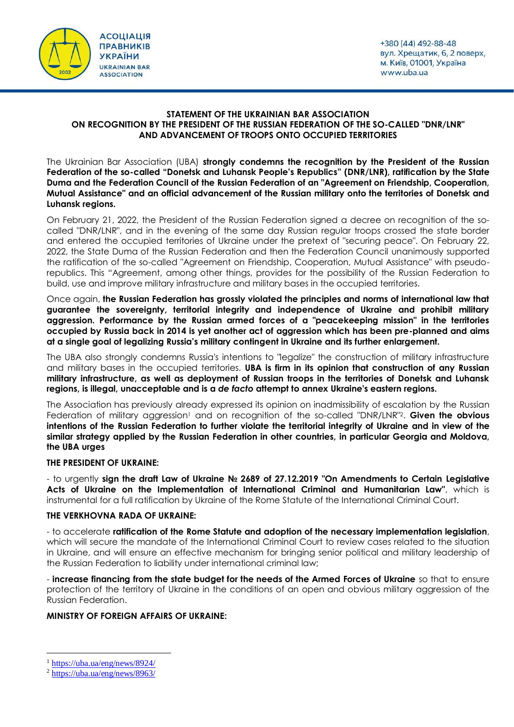АСОЦІАЦІЯ ПРАВНИКІВ УКРАЇНИ
UKRAINIAN BAR ASSOCIATION

+380 (44) 492-88-48
вул. Хрещатик, 6, 2 поверх,
м. Київ, 01001, Україна
www.uba.ua

**STATEMENT OF THE UKRAINIAN BAR ASSOCIATION ON RECOGNITION BY THE PRESIDENT OF THE RUSSIAN FEDERATION OF THE SO-CALLED "DNR/LNR" AND ADVANCEMENT OF TROOPS ONTO OCCUPIED TERRITORIES**

The Ukrainian Bar Association (UBA) **strongly condemns the recognition by the President of the Russian Federation of the so-called "Donetsk and Luhansk People's Republics" (DNR/LNR), ratification by the State Duma and the Federation Council of the Russian Federation of an "Agreement on Friendship, Cooperation, Mutual Assistance" and an official advancement of the Russian military onto the territories of Donetsk and Luhansk regions.**

On February 21, 2022, the President of the Russian Federation signed a decree on recognition of the so-called "DNR/LNR", and in the evening of the same day Russian regular troops crossed the state border and entered the occupied territories of Ukraine under the pretext of "securing peace". On February 22, 2022, the State Duma of the Russian Federation and then the Federation Council unanimously supported the ratification of the so-called "Agreement on Friendship, Cooperation, Mutual Assistance" with pseudo-republics. This "Agreement, among other things, provides for the possibility of the Russian Federation to build, use and improve military infrastructure and military bases in the occupied territories.

Once again, **the Russian Federation has grossly violated the principles and norms of international law that guarantee the sovereignty, territorial integrity and independence of Ukraine and prohibit military aggression. Performance by the Russian armed forces of a "peacekeeping mission" in the territories occupied by Russia back in 2014 is yet another act of aggression which has been pre-planned and aims at a single goal of legalizing Russia's military contingent in Ukraine and its further enlargement.**

The UBA also strongly condemns Russia's intentions to "legalize" the construction of military infrastructure and military bases in the occupied territories. **UBA is firm in its opinion that construction of any Russian military infrastructure, as well as deployment of Russian troops in the territories of Donetsk and Luhansk regions, is illegal, unacceptable and is a *de facto* attempt to annex Ukraine's eastern regions.**

The Association has previously already expressed its opinion on inadmissibility of escalation by the Russian Federation of military aggression[1] and on recognition of the so-called "DNR/LNR"[2]. **Given the obvious intentions of the Russian Federation to further violate the territorial integrity of Ukraine and in view of the similar strategy applied by the Russian Federation in other countries, in particular Georgia and Moldova, the UBA urges**

**THE PRESIDENT OF UKRAINE:**

- to urgently **sign the draft Law of Ukraine № 2689 of 27.12.2019 "On Amendments to Certain Legislative Acts of Ukraine on the Implementation of International Criminal and Humanitarian Law"**, which is instrumental for a full ratification by Ukraine of the Rome Statute of the International Criminal Court.

**THE VERKHOVNA RADA OF UKRAINE:**

- to accelerate **ratification of the Rome Statute and adoption of the necessary implementation legislation**, which will secure the mandate of the International Criminal Court to review cases related to the situation in Ukraine, and will ensure an effective mechanism for bringing senior political and military leadership of the Russian Federation to liability under international criminal law;

- **increase financing from the state budget for the needs of the Armed Forces of Ukraine** so that to ensure protection of the territory of Ukraine in the conditions of an open and obvious military aggression of the Russian Federation.

**MINISTRY OF FOREIGN AFFAIRS OF UKRAINE:**

[1] https://uba.ua/eng/news/8924/

[2] https://uba.ua/eng/news/8963/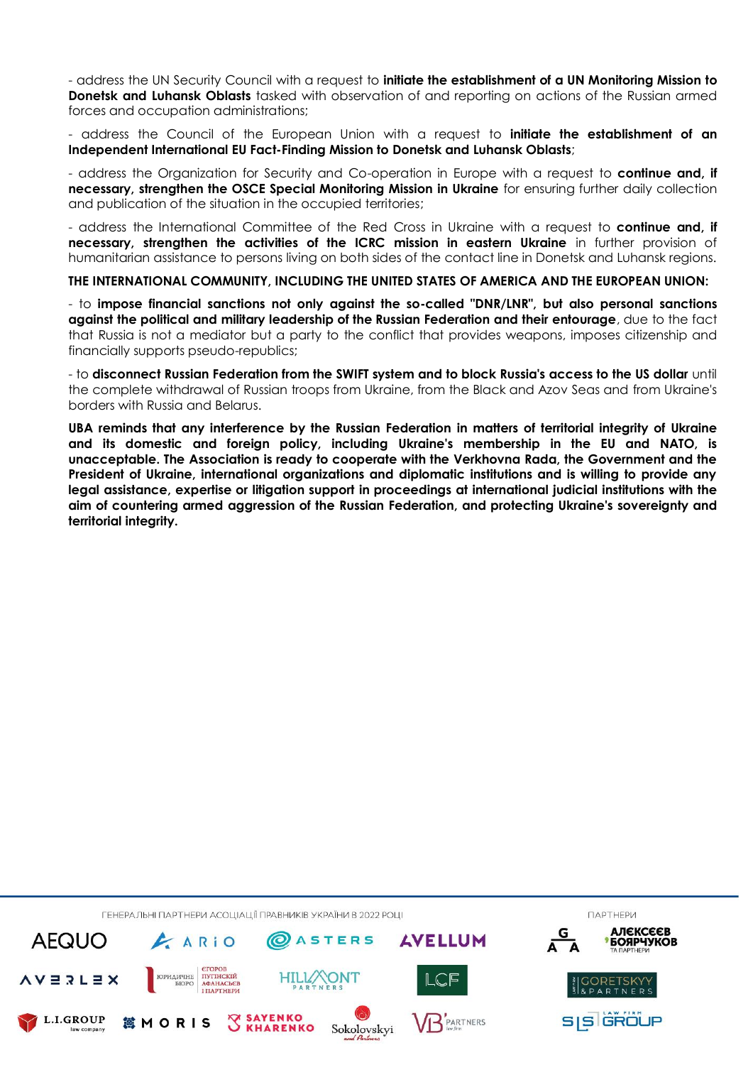- address the UN Security Council with a request to **initiate the establishment of a UN Monitoring Mission to Donetsk and Luhansk Oblasts** tasked with observation of and reporting on actions of the Russian armed forces and occupation administrations;

- address the Council of the European Union with a request to **initiate the establishment of an Independent International EU Fact-Finding Mission to Donetsk and Luhansk Oblasts**;

- address the Organization for Security and Co-operation in Europe with a request to **continue and, if necessary, strengthen the OSCE Special Monitoring Mission in Ukraine** for ensuring further daily collection and publication of the situation in the occupied territories;

- address the International Committee of the Red Cross in Ukraine with a request to **continue and, if necessary, strengthen the activities of the ICRC mission in eastern Ukraine** in further provision of humanitarian assistance to persons living on both sides of the contact line in Donetsk and Luhansk regions.

**THE INTERNATIONAL COMMUNITY, INCLUDING THE UNITED STATES OF AMERICA AND THE EUROPEAN UNION:**

- to **impose financial sanctions not only against the so-called "DNR/LNR", but also personal sanctions against the political and military leadership of the Russian Federation and their entourage**, due to the fact that Russia is not a mediator but a party to the conflict that provides weapons, imposes citizenship and financially supports pseudo-republics;

- to **disconnect Russian Federation from the SWIFT system and to block Russia's access to the US dollar** until the complete withdrawal of Russian troops from Ukraine, from the Black and Azov Seas and from Ukraine's borders with Russia and Belarus.

**UBA reminds that any interference by the Russian Federation in matters of territorial integrity of Ukraine and its domestic and foreign policy, including Ukraine's membership in the EU and NATO, is unacceptable. The Association is ready to cooperate with the Verkhovna Rada, the Government and the President of Ukraine, international organizations and diplomatic institutions and is willing to provide any legal assistance, expertise or litigation support in proceedings at international judicial institutions with the aim of countering armed aggression of the Russian Federation, and protecting Ukraine's sovereignty and territorial integrity.**

ГЕНЕРАЛЬНІ ПАРТНЕРИ АСОЦІАЦІЇ ПРАВНИКІВ УКРАЇНИ В 2022 РОЦІ

AEQUO, ARIO, ASTERS, AVELLUM, AVERLEX, Юридичне бюро Єгоров Путінський Афанасьєв і партнери, HILLMONT PARTNERS, LCF, L.I.GROUP law company, MORIS, SAYENKO KHARENKO, Sokolovskyi and Partners, VB PARTNERS

ПАРТНЕРИ

GAA, АЛЄКСЄЄВ БОЯРЧУКОВ ТА ПАРТНЕРИ, GORETSKYY & PARTNERS, S|S GROUP LAW FIRM